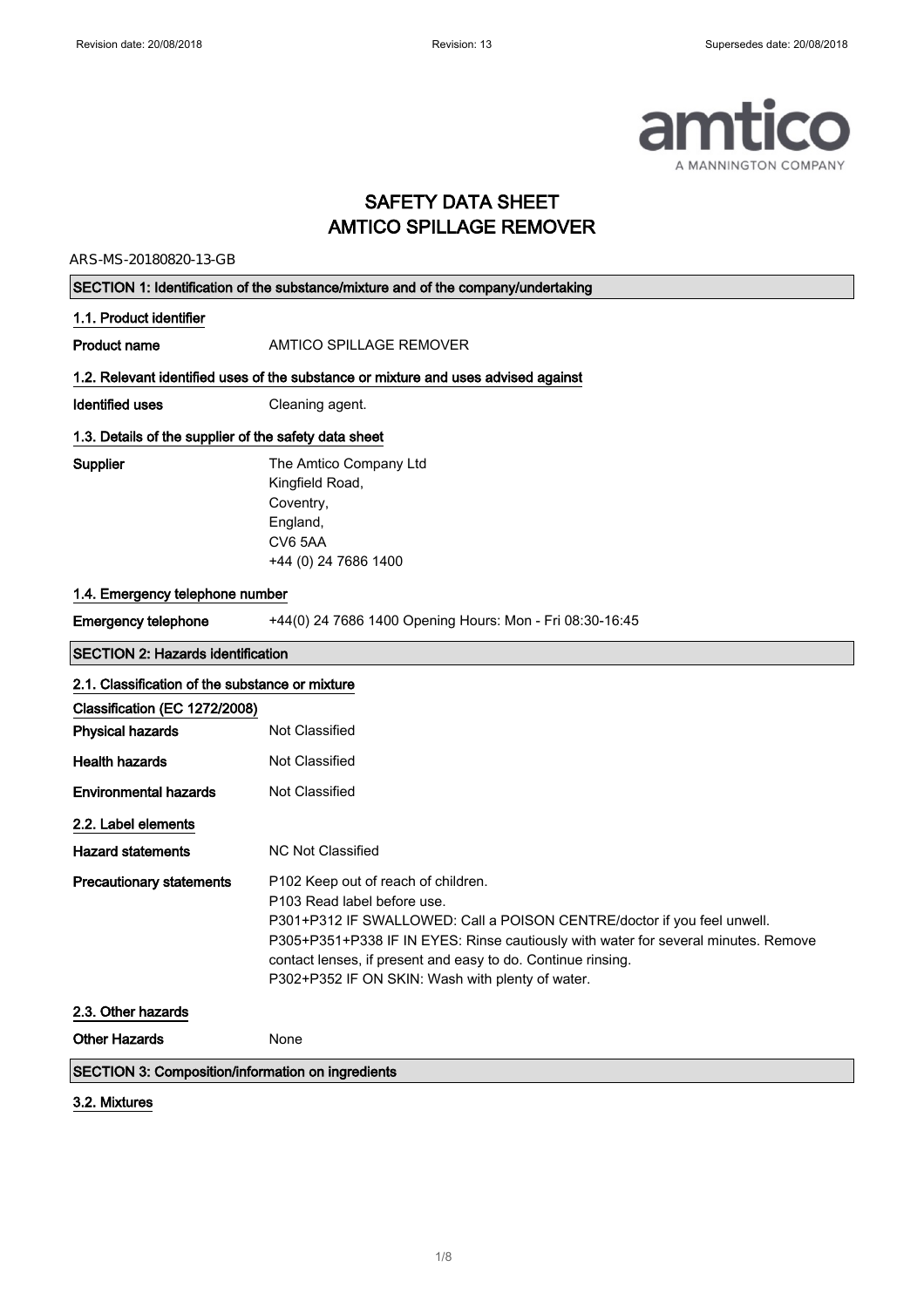# SAFETY DATA SHEET
# AMTICO SPILLAGE REMOVER

ARS-MS-20180820-13-GB

## SECTION 1: Identification of the substance/mixture and of the company/undertaking

### 1.1. Product identifier

**Product name** AMTICO SPILLAGE REMOVER

### 1.2. Relevant identified uses of the substance or mixture and uses advised against

**Identified uses** Cleaning agent.

### 1.3. Details of the supplier of the safety data sheet

**Supplier**
The Amtico Company Ltd
Kingfield Road,
Coventry,
England,
CV6 5AA
+44 (0) 24 7686 1400

### 1.4. Emergency telephone number

**Emergency telephone** +44(0) 24 7686 1400 Opening Hours: Mon - Fri 08:30-16:45

## SECTION 2: Hazards identification

### 2.1. Classification of the substance or mixture

**Classification (EC 1272/2008)**

**Physical hazards** Not Classified

**Health hazards** Not Classified

**Environmental hazards** Not Classified

### 2.2. Label elements

**Hazard statements** NC Not Classified

**Precautionary statements**
P102 Keep out of reach of children.
P103 Read label before use.
P301+P312 IF SWALLOWED: Call a POISON CENTRE/doctor if you feel unwell.
P305+P351+P338 IF IN EYES: Rinse cautiously with water for several minutes. Remove contact lenses, if present and easy to do. Continue rinsing.
P302+P352 IF ON SKIN: Wash with plenty of water.

### 2.3. Other hazards

**Other Hazards** None

## SECTION 3: Composition/information on ingredients

### 3.2. Mixtures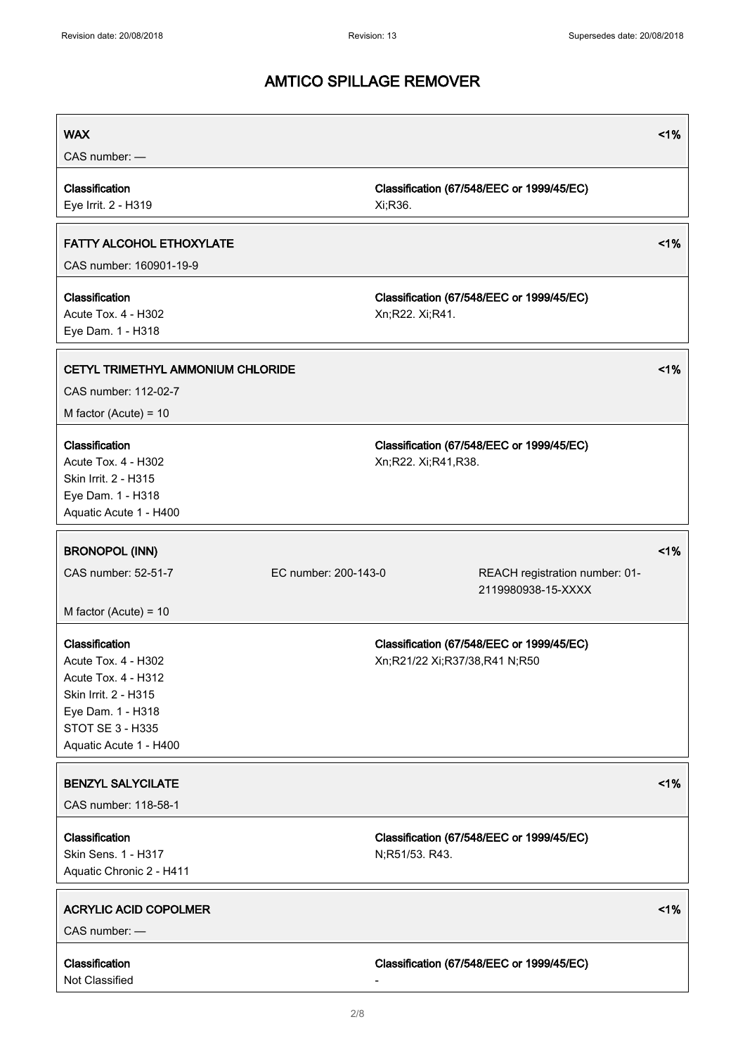# AMTICO SPILLAGE REMOVER

**WAX** <1%

CAS number: —

| Classification | Classification (67/548/EEC or 1999/45/EC) |
|---|---|
| Eye Irrit. 2 - H319 | Xi;R36. |

**FATTY ALCOHOL ETHOXYLATE** <1%

CAS number: 160901-19-9

| Classification | Classification (67/548/EEC or 1999/45/EC) |
|---|---|
| Acute Tox. 4 - H302<br>Eye Dam. 1 - H318 | Xn;R22. Xi;R41. |

**CETYL TRIMETHYL AMMONIUM CHLORIDE** <1%

CAS number: 112-02-7

M factor (Acute) = 10

| Classification | Classification (67/548/EEC or 1999/45/EC) |
|---|---|
| Acute Tox. 4 - H302<br>Skin Irrit. 2 - H315<br>Eye Dam. 1 - H318<br>Aquatic Acute 1 - H400 | Xn;R22. Xi;R41,R38. |

**BRONOPOL (INN)** <1%

CAS number: 52-51-7 EC number: 200-143-0 REACH registration number: 01-2119980938-15-XXXX

M factor (Acute) = 10

| Classification | Classification (67/548/EEC or 1999/45/EC) |
|---|---|
| Acute Tox. 4 - H302<br>Acute Tox. 4 - H312<br>Skin Irrit. 2 - H315<br>Eye Dam. 1 - H318<br>STOT SE 3 - H335<br>Aquatic Acute 1 - H400 | Xn;R21/22 Xi;R37/38,R41 N;R50 |

**BENZYL SALYCILATE** <1%

CAS number: 118-58-1

| Classification | Classification (67/548/EEC or 1999/45/EC) |
|---|---|
| Skin Sens. 1 - H317<br>Aquatic Chronic 2 - H411 | N;R51/53. R43. |

**ACRYLIC ACID COPOLMER** <1%

CAS number: —

| Classification | Classification (67/548/EEC or 1999/45/EC) |
|---|---|
| Not Classified | - |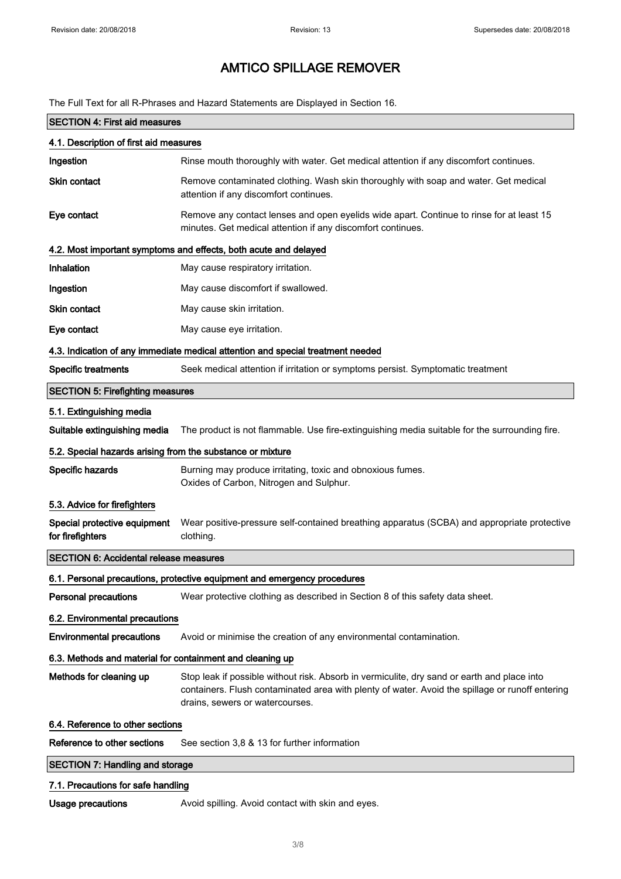# AMTICO SPILLAGE REMOVER

The Full Text for all R-Phrases and Hazard Statements are Displayed in Section 16.

## SECTION 4: First aid measures

### 4.1. Description of first aid measures

| | |
|---|---|
| **Ingestion** | Rinse mouth thoroughly with water. Get medical attention if any discomfort continues. |
| **Skin contact** | Remove contaminated clothing. Wash skin thoroughly with soap and water. Get medical attention if any discomfort continues. |
| **Eye contact** | Remove any contact lenses and open eyelids wide apart. Continue to rinse for at least 15 minutes. Get medical attention if any discomfort continues. |

### 4.2. Most important symptoms and effects, both acute and delayed

| | |
|---|---|
| **Inhalation** | May cause respiratory irritation. |
| **Ingestion** | May cause discomfort if swallowed. |
| **Skin contact** | May cause skin irritation. |
| **Eye contact** | May cause eye irritation. |

### 4.3. Indication of any immediate medical attention and special treatment needed

| | |
|---|---|
| **Specific treatments** | Seek medical attention if irritation or symptoms persist. Symptomatic treatment |

## SECTION 5: Firefighting measures

### 5.1. Extinguishing media

| | |
|---|---|
| **Suitable extinguishing media** | The product is not flammable. Use fire-extinguishing media suitable for the surrounding fire. |

### 5.2. Special hazards arising from the substance or mixture

| | |
|---|---|
| **Specific hazards** | Burning may produce irritating, toxic and obnoxious fumes. Oxides of Carbon, Nitrogen and Sulphur. |

### 5.3. Advice for firefighters

| | |
|---|---|
| **Special protective equipment for firefighters** | Wear positive-pressure self-contained breathing apparatus (SCBA) and appropriate protective clothing. |

## SECTION 6: Accidental release measures

### 6.1. Personal precautions, protective equipment and emergency procedures

| | |
|---|---|
| **Personal precautions** | Wear protective clothing as described in Section 8 of this safety data sheet. |

### 6.2. Environmental precautions

| | |
|---|---|
| **Environmental precautions** | Avoid or minimise the creation of any environmental contamination. |

### 6.3. Methods and material for containment and cleaning up

| | |
|---|---|
| **Methods for cleaning up** | Stop leak if possible without risk. Absorb in vermiculite, dry sand or earth and place into containers. Flush contaminated area with plenty of water. Avoid the spillage or runoff entering drains, sewers or watercourses. |

### 6.4. Reference to other sections

| | |
|---|---|
| **Reference to other sections** | See section 3,8 & 13 for further information |

## SECTION 7: Handling and storage

### 7.1. Precautions for safe handling

| | |
|---|---|
| **Usage precautions** | Avoid spilling. Avoid contact with skin and eyes. |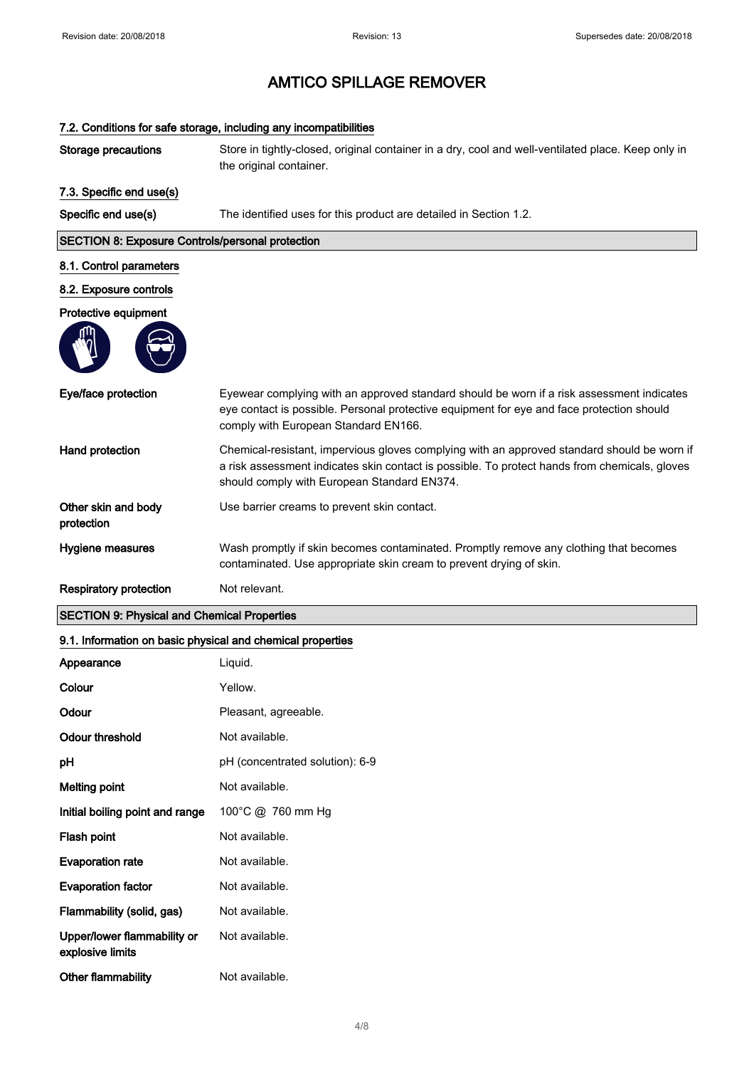# AMTICO SPILLAGE REMOVER

### 7.2. Conditions for safe storage, including any incompatibilities

**Storage precautions** Store in tightly-closed, original container in a dry, cool and well-ventilated place. Keep only in the original container.

### 7.3. Specific end use(s)

**Specific end use(s)** The identified uses for this product are detailed in Section 1.2.

## SECTION 8: Exposure Controls/personal protection

### 8.1. Control parameters

### 8.2. Exposure controls

**Protective equipment**

| | |
|---|---|
| **Eye/face protection** | Eyewear complying with an approved standard should be worn if a risk assessment indicates eye contact is possible. Personal protective equipment for eye and face protection should comply with European Standard EN166. |
| **Hand protection** | Chemical-resistant, impervious gloves complying with an approved standard should be worn if a risk assessment indicates skin contact is possible. To protect hands from chemicals, gloves should comply with European Standard EN374. |
| **Other skin and body protection** | Use barrier creams to prevent skin contact. |
| **Hygiene measures** | Wash promptly if skin becomes contaminated. Promptly remove any clothing that becomes contaminated. Use appropriate skin cream to prevent drying of skin. |
| **Respiratory protection** | Not relevant. |

## SECTION 9: Physical and Chemical Properties

### 9.1. Information on basic physical and chemical properties

| | |
|---|---|
| **Appearance** | Liquid. |
| **Colour** | Yellow. |
| **Odour** | Pleasant, agreeable. |
| **Odour threshold** | Not available. |
| **pH** | pH (concentrated solution): 6-9 |
| **Melting point** | Not available. |
| **Initial boiling point and range** | 100°C @ 760 mm Hg |
| **Flash point** | Not available. |
| **Evaporation rate** | Not available. |
| **Evaporation factor** | Not available. |
| **Flammability (solid, gas)** | Not available. |
| **Upper/lower flammability or explosive limits** | Not available. |
| **Other flammability** | Not available. |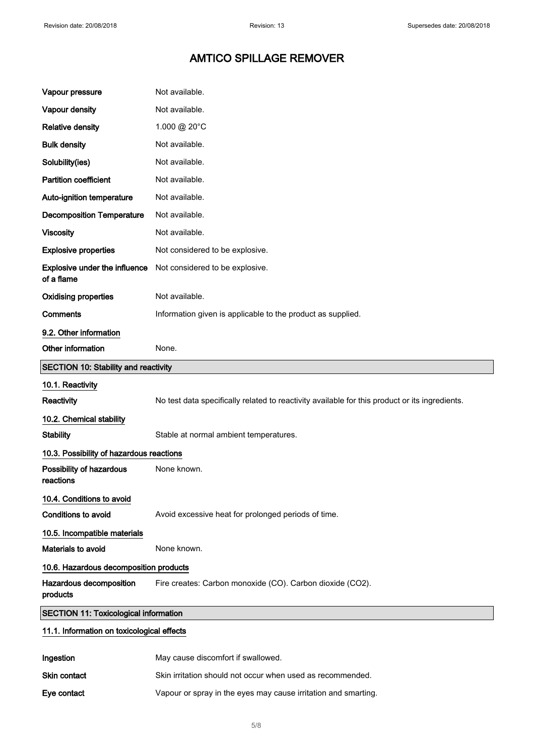# AMTICO SPILLAGE REMOVER

| | |
|---|---|
| **Vapour pressure** | Not available. |
| **Vapour density** | Not available. |
| **Relative density** | 1.000 @ 20°C |
| **Bulk density** | Not available. |
| **Solubility(ies)** | Not available. |
| **Partition coefficient** | Not available. |
| **Auto-ignition temperature** | Not available. |
| **Decomposition Temperature** | Not available. |
| **Viscosity** | Not available. |
| **Explosive properties** | Not considered to be explosive. |
| **Explosive under the influence of a flame** | Not considered to be explosive. |
| **Oxidising properties** | Not available. |
| **Comments** | Information given is applicable to the product as supplied. |

### 9.2. Other information

| | |
|---|---|
| **Other information** | None. |

## SECTION 10: Stability and reactivity

### 10.1. Reactivity

| | |
|---|---|
| **Reactivity** | No test data specifically related to reactivity available for this product or its ingredients. |

### 10.2. Chemical stability

| | |
|---|---|
| **Stability** | Stable at normal ambient temperatures. |

### 10.3. Possibility of hazardous reactions

| | |
|---|---|
| **Possibility of hazardous reactions** | None known. |

### 10.4. Conditions to avoid

| | |
|---|---|
| **Conditions to avoid** | Avoid excessive heat for prolonged periods of time. |

### 10.5. Incompatible materials

| | |
|---|---|
| **Materials to avoid** | None known. |

### 10.6. Hazardous decomposition products

| | |
|---|---|
| **Hazardous decomposition products** | Fire creates: Carbon monoxide (CO). Carbon dioxide ($CO_2$). |

## SECTION 11: Toxicological information

### 11.1. Information on toxicological effects

| | |
|---|---|
| **Ingestion** | May cause discomfort if swallowed. |
| **Skin contact** | Skin irritation should not occur when used as recommended. |
| **Eye contact** | Vapour or spray in the eyes may cause irritation and smarting. |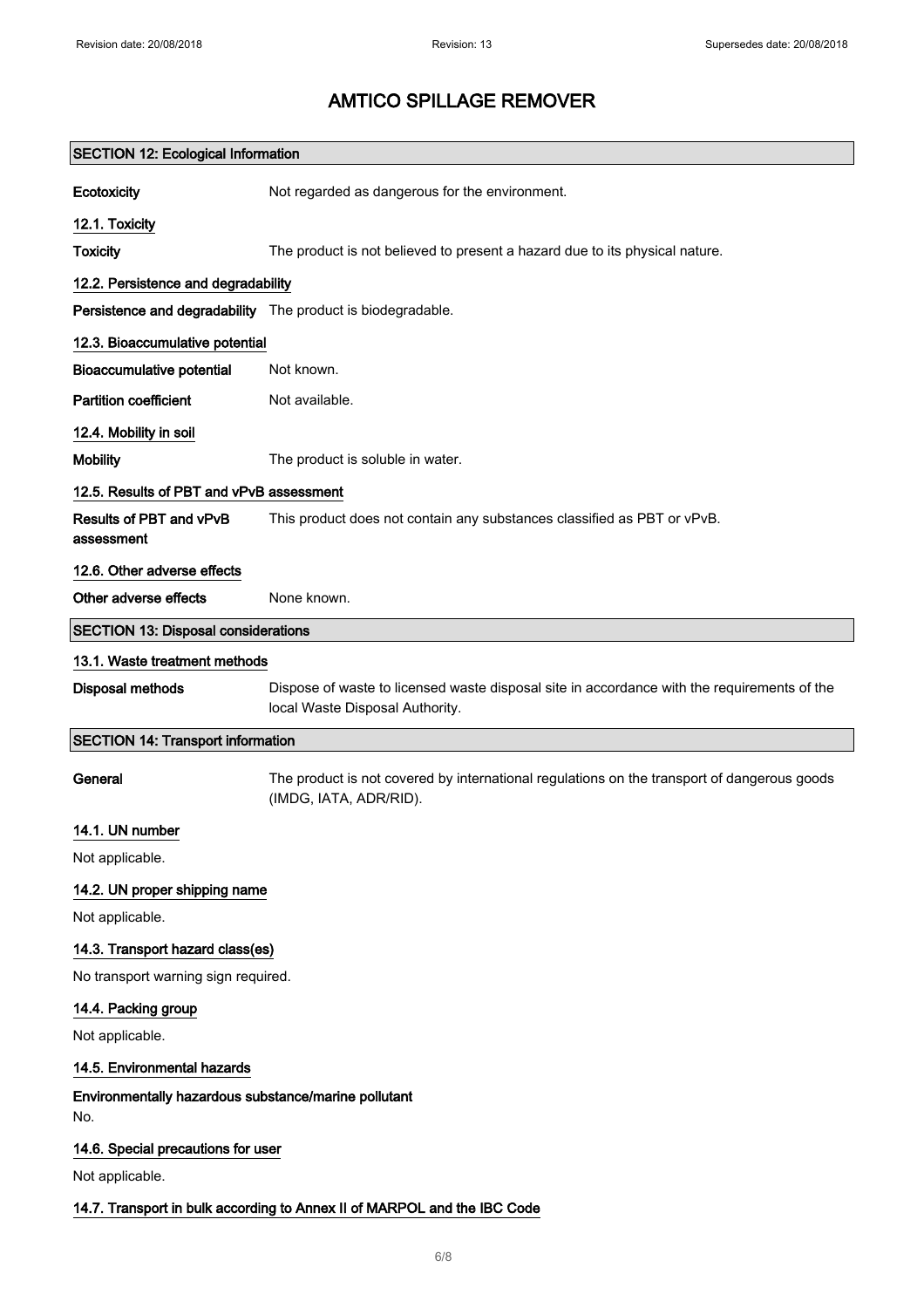# AMTICO SPILLAGE REMOVER

## SECTION 12: Ecological Information

**Ecotoxicity** Not regarded as dangerous for the environment.

### 12.1. Toxicity

**Toxicity** The product is not believed to present a hazard due to its physical nature.

### 12.2. Persistence and degradability

**Persistence and degradability** The product is biodegradable.

### 12.3. Bioaccumulative potential

**Bioaccumulative potential** Not known.

**Partition coefficient** Not available.

### 12.4. Mobility in soil

**Mobility** The product is soluble in water.

### 12.5. Results of PBT and vPvB assessment

**Results of PBT and vPvB assessment** This product does not contain any substances classified as PBT or vPvB.

### 12.6. Other adverse effects

**Other adverse effects** None known.

## SECTION 13: Disposal considerations

### 13.1. Waste treatment methods

**Disposal methods** Dispose of waste to licensed waste disposal site in accordance with the requirements of the local Waste Disposal Authority.

## SECTION 14: Transport information

**General** The product is not covered by international regulations on the transport of dangerous goods (IMDG, IATA, ADR/RID).

### 14.1. UN number

Not applicable.

### 14.2. UN proper shipping name

Not applicable.

### 14.3. Transport hazard class(es)

No transport warning sign required.

### 14.4. Packing group

Not applicable.

### 14.5. Environmental hazards

**Environmentally hazardous substance/marine pollutant**

No.

### 14.6. Special precautions for user

Not applicable.

### 14.7. Transport in bulk according to Annex II of MARPOL and the IBC Code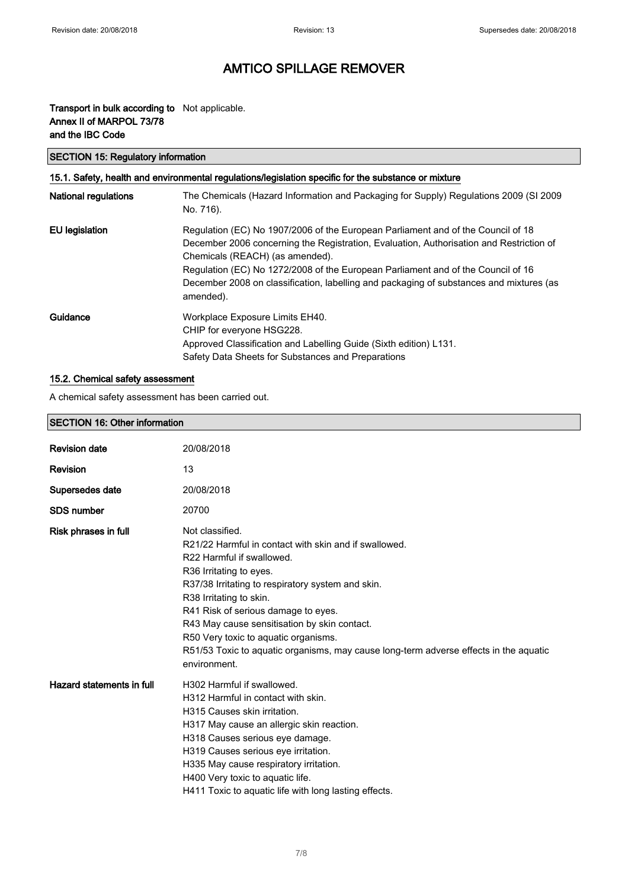# AMTICO SPILLAGE REMOVER

**Transport in bulk according to Annex II of MARPOL 73/78 and the IBC Code** Not applicable.

## SECTION 15: Regulatory information

### 15.1. Safety, health and environmental regulations/legislation specific for the substance or mixture

**National regulations** The Chemicals (Hazard Information and Packaging for Supply) Regulations 2009 (SI 2009 No. 716).

**EU legislation** Regulation (EC) No 1907/2006 of the European Parliament and of the Council of 18 December 2006 concerning the Registration, Evaluation, Authorisation and Restriction of Chemicals (REACH) (as amended).
Regulation (EC) No 1272/2008 of the European Parliament and of the Council of 16 December 2008 on classification, labelling and packaging of substances and mixtures (as amended).

**Guidance** Workplace Exposure Limits EH40.
CHIP for everyone HSG228.
Approved Classification and Labelling Guide (Sixth edition) L131.
Safety Data Sheets for Substances and Preparations

### 15.2. Chemical safety assessment

A chemical safety assessment has been carried out.

## SECTION 16: Other information

**Revision date** 20/08/2018

**Revision** 13

**Supersedes date** 20/08/2018

**SDS number** 20700

**Risk phrases in full**
Not classified.
R21/22 Harmful in contact with skin and if swallowed.
R22 Harmful if swallowed.
R36 Irritating to eyes.
R37/38 Irritating to respiratory system and skin.
R38 Irritating to skin.
R41 Risk of serious damage to eyes.
R43 May cause sensitisation by skin contact.
R50 Very toxic to aquatic organisms.
R51/53 Toxic to aquatic organisms, may cause long-term adverse effects in the aquatic environment.

**Hazard statements in full**
H302 Harmful if swallowed.
H312 Harmful in contact with skin.
H315 Causes skin irritation.
H317 May cause an allergic skin reaction.
H318 Causes serious eye damage.
H319 Causes serious eye irritation.
H335 May cause respiratory irritation.
H400 Very toxic to aquatic life.
H411 Toxic to aquatic life with long lasting effects.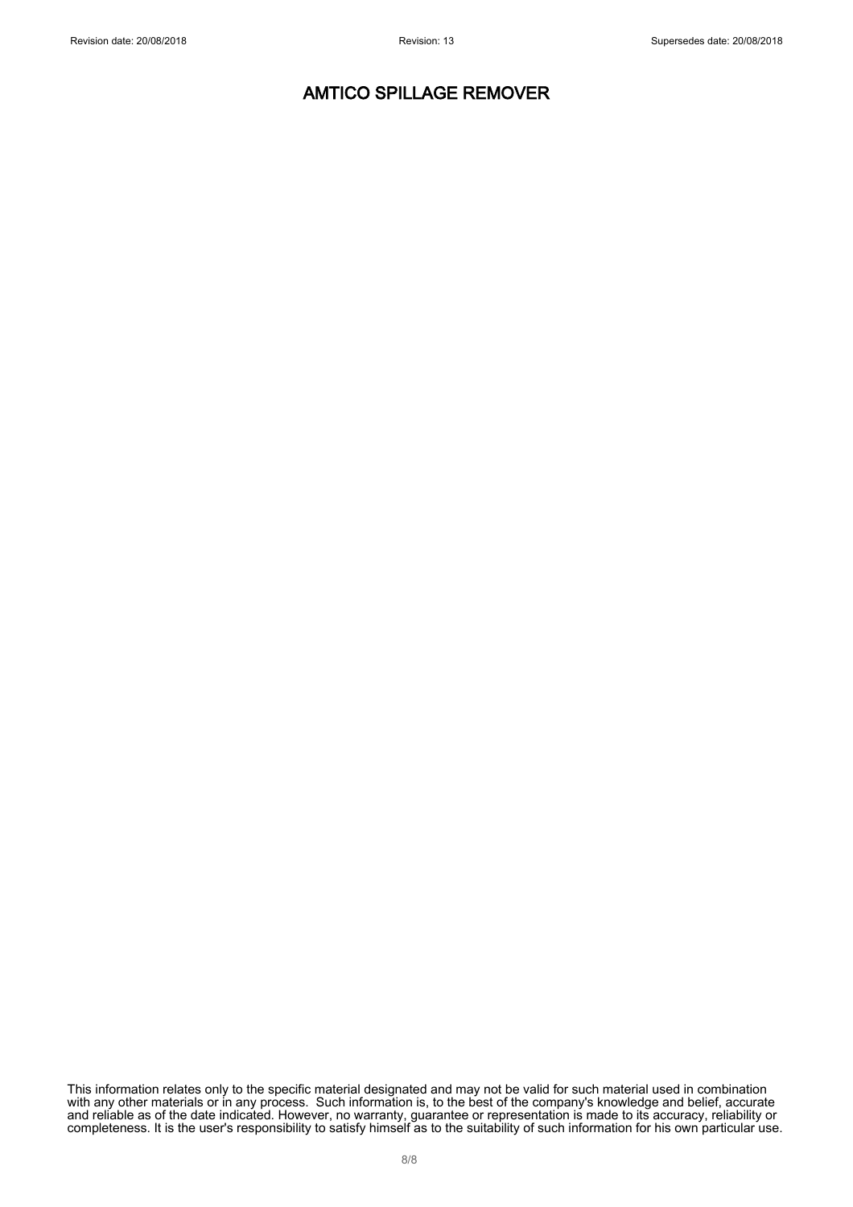This information relates only to the specific material designated and may not be valid for such material used in combination with any other materials or in any process. Such information is, to the best of the company's knowledge and belief, accurate and reliable as of the date indicated. However, no warranty, guarantee or representation is made to its accuracy, reliability or completeness. It is the user's responsibility to satisfy himself as to the suitability of such information for his own particular use.